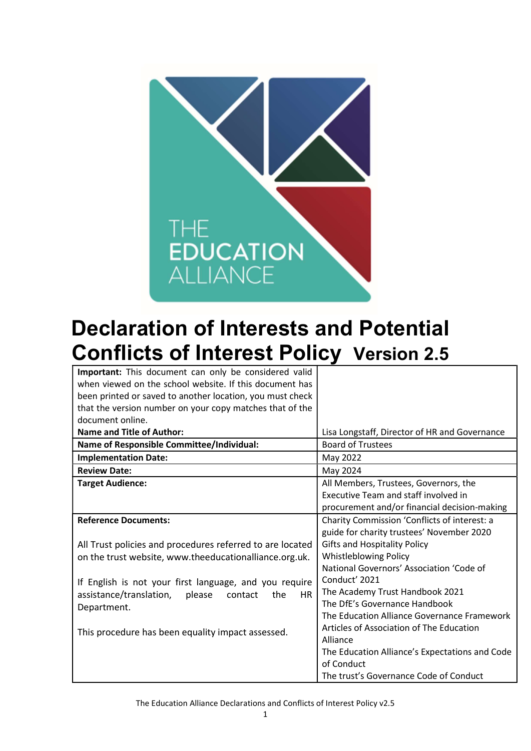THE EDUCATION ALLIANCE

# Declaration of Interests and Potential Conflicts of Interest Policy Version 2.5

| **Important:** This document can only be considered valid when viewed on the school website. If this document has been printed or saved to another location, you must check that the version number on your copy matches that of the document online. | |
|---|---|
| **Name and Title of Author:** | Lisa Longstaff, Director of HR and Governance |
| **Name of Responsible Committee/Individual:** | Board of Trustees |
| **Implementation Date:** | May 2022 |
| **Review Date:** | May 2024 |
| **Target Audience:** | All Members, Trustees, Governors, the Executive Team and staff involved in procurement and/or financial decision-making |
| **Reference Documents:**<br><br>All Trust policies and procedures referred to are located on the trust website, www.theeducationalliance.org.uk.<br><br>If English is not your first language, and you require assistance/translation, please contact the HR Department.<br><br>This procedure has been equality impact assessed. | Charity Commission 'Conflicts of interest: a guide for charity trustees' November 2020<br>Gifts and Hospitality Policy<br>Whistleblowing Policy<br>National Governors' Association 'Code of Conduct' 2021<br>The Academy Trust Handbook 2021<br>The DfE's Governance Handbook<br>The Education Alliance Governance Framework<br>Articles of Association of The Education Alliance<br>The Education Alliance's Expectations and Code of Conduct<br>The trust's Governance Code of Conduct |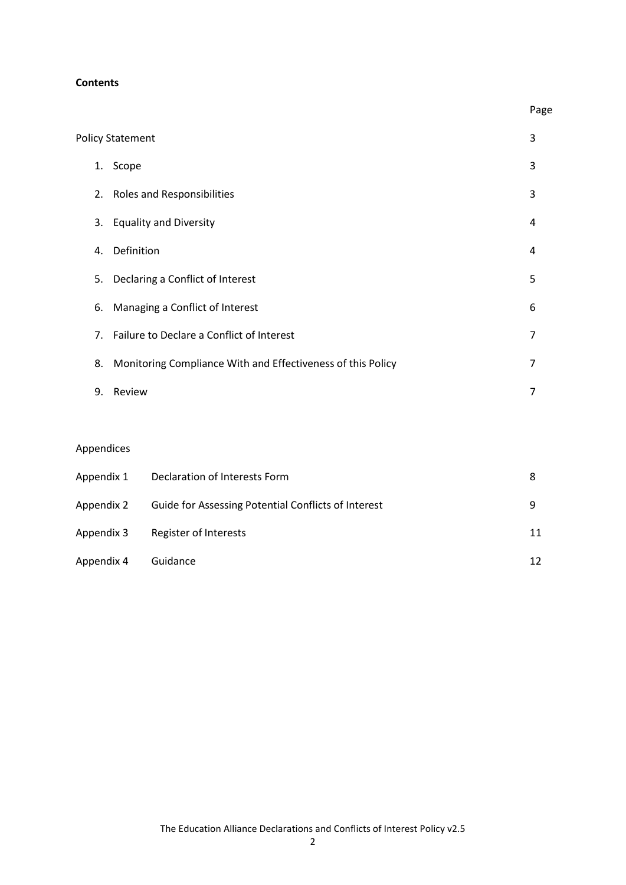**Contents**

| | Page |
|---|---|
| Policy Statement | 3 |
| 1. Scope | 3 |
| 2. Roles and Responsibilities | 3 |
| 3. Equality and Diversity | 4 |
| 4. Definition | 4 |
| 5. Declaring a Conflict of Interest | 5 |
| 6. Managing a Conflict of Interest | 6 |
| 7. Failure to Declare a Conflict of Interest | 7 |
| 8. Monitoring Compliance With and Effectiveness of this Policy | 7 |
| 9. Review | 7 |

Appendices

| | | |
|---|---|---|
| Appendix 1 | Declaration of Interests Form | 8 |
| Appendix 2 | Guide for Assessing Potential Conflicts of Interest | 9 |
| Appendix 3 | Register of Interests | 11 |
| Appendix 4 | Guidance | 12 |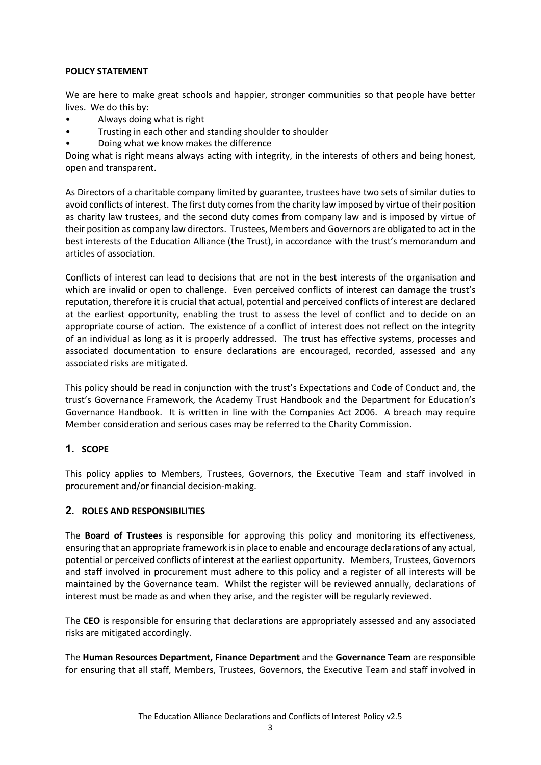**POLICY STATEMENT**

We are here to make great schools and happier, stronger communities so that people have better lives. We do this by:

- Always doing what is right
- Trusting in each other and standing shoulder to shoulder
- Doing what we know makes the difference

Doing what is right means always acting with integrity, in the interests of others and being honest, open and transparent.

As Directors of a charitable company limited by guarantee, trustees have two sets of similar duties to avoid conflicts of interest. The first duty comes from the charity law imposed by virtue of their position as charity law trustees, and the second duty comes from company law and is imposed by virtue of their position as company law directors. Trustees, Members and Governors are obligated to act in the best interests of the Education Alliance (the Trust), in accordance with the trust's memorandum and articles of association.

Conflicts of interest can lead to decisions that are not in the best interests of the organisation and which are invalid or open to challenge. Even perceived conflicts of interest can damage the trust's reputation, therefore it is crucial that actual, potential and perceived conflicts of interest are declared at the earliest opportunity, enabling the trust to assess the level of conflict and to decide on an appropriate course of action. The existence of a conflict of interest does not reflect on the integrity of an individual as long as it is properly addressed. The trust has effective systems, processes and associated documentation to ensure declarations are encouraged, recorded, assessed and any associated risks are mitigated.

This policy should be read in conjunction with the trust's Expectations and Code of Conduct and, the trust's Governance Framework, the Academy Trust Handbook and the Department for Education's Governance Handbook. It is written in line with the Companies Act 2006. A breach may require Member consideration and serious cases may be referred to the Charity Commission.

## 1. SCOPE

This policy applies to Members, Trustees, Governors, the Executive Team and staff involved in procurement and/or financial decision-making.

## 2. ROLES AND RESPONSIBILITIES

The **Board of Trustees** is responsible for approving this policy and monitoring its effectiveness, ensuring that an appropriate framework is in place to enable and encourage declarations of any actual, potential or perceived conflicts of interest at the earliest opportunity. Members, Trustees, Governors and staff involved in procurement must adhere to this policy and a register of all interests will be maintained by the Governance team. Whilst the register will be reviewed annually, declarations of interest must be made as and when they arise, and the register will be regularly reviewed.

The **CEO** is responsible for ensuring that declarations are appropriately assessed and any associated risks are mitigated accordingly.

The **Human Resources Department, Finance Department** and the **Governance Team** are responsible for ensuring that all staff, Members, Trustees, Governors, the Executive Team and staff involved in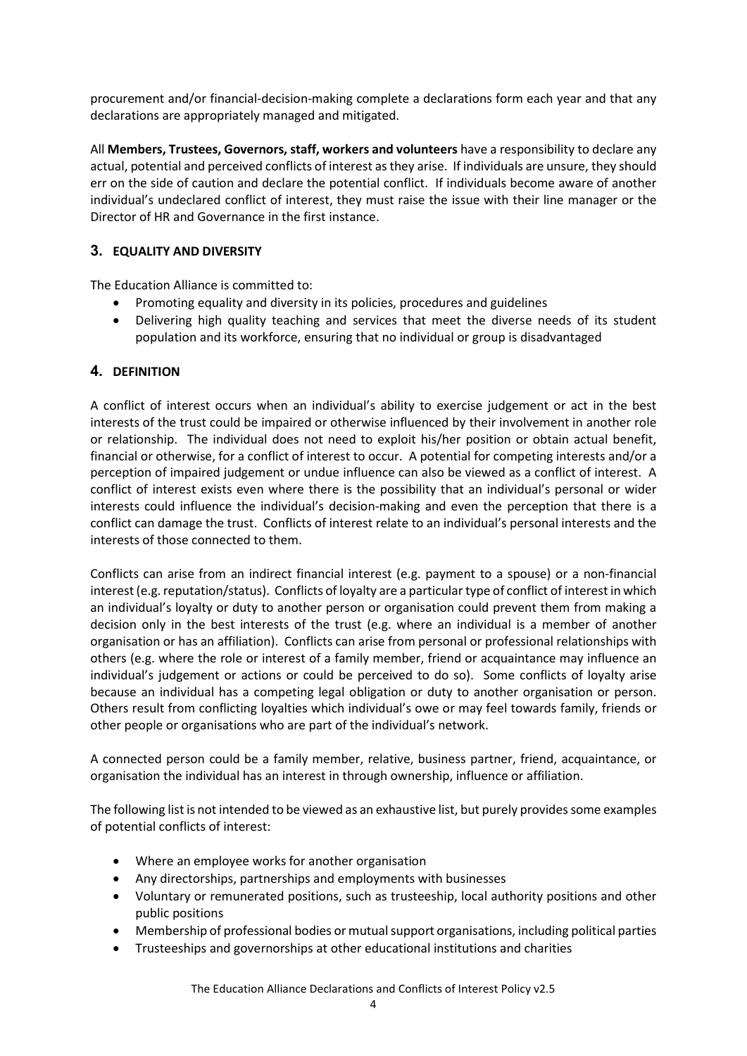procurement and/or financial-decision-making complete a declarations form each year and that any declarations are appropriately managed and mitigated.

All **Members, Trustees, Governors, staff, workers and volunteers** have a responsibility to declare any actual, potential and perceived conflicts of interest as they arise. If individuals are unsure, they should err on the side of caution and declare the potential conflict. If individuals become aware of another individual's undeclared conflict of interest, they must raise the issue with their line manager or the Director of HR and Governance in the first instance.

## 3. EQUALITY AND DIVERSITY

The Education Alliance is committed to:

- Promoting equality and diversity in its policies, procedures and guidelines
- Delivering high quality teaching and services that meet the diverse needs of its student population and its workforce, ensuring that no individual or group is disadvantaged

## 4. DEFINITION

A conflict of interest occurs when an individual's ability to exercise judgement or act in the best interests of the trust could be impaired or otherwise influenced by their involvement in another role or relationship. The individual does not need to exploit his/her position or obtain actual benefit, financial or otherwise, for a conflict of interest to occur. A potential for competing interests and/or a perception of impaired judgement or undue influence can also be viewed as a conflict of interest. A conflict of interest exists even where there is the possibility that an individual's personal or wider interests could influence the individual's decision-making and even the perception that there is a conflict can damage the trust. Conflicts of interest relate to an individual's personal interests and the interests of those connected to them.

Conflicts can arise from an indirect financial interest (e.g. payment to a spouse) or a non-financial interest (e.g. reputation/status). Conflicts of loyalty are a particular type of conflict of interest in which an individual's loyalty or duty to another person or organisation could prevent them from making a decision only in the best interests of the trust (e.g. where an individual is a member of another organisation or has an affiliation). Conflicts can arise from personal or professional relationships with others (e.g. where the role or interest of a family member, friend or acquaintance may influence an individual's judgement or actions or could be perceived to do so). Some conflicts of loyalty arise because an individual has a competing legal obligation or duty to another organisation or person. Others result from conflicting loyalties which individual's owe or may feel towards family, friends or other people or organisations who are part of the individual's network.

A connected person could be a family member, relative, business partner, friend, acquaintance, or organisation the individual has an interest in through ownership, influence or affiliation.

The following list is not intended to be viewed as an exhaustive list, but purely provides some examples of potential conflicts of interest:

- Where an employee works for another organisation
- Any directorships, partnerships and employments with businesses
- Voluntary or remunerated positions, such as trusteeship, local authority positions and other public positions
- Membership of professional bodies or mutual support organisations, including political parties
- Trusteeships and governorships at other educational institutions and charities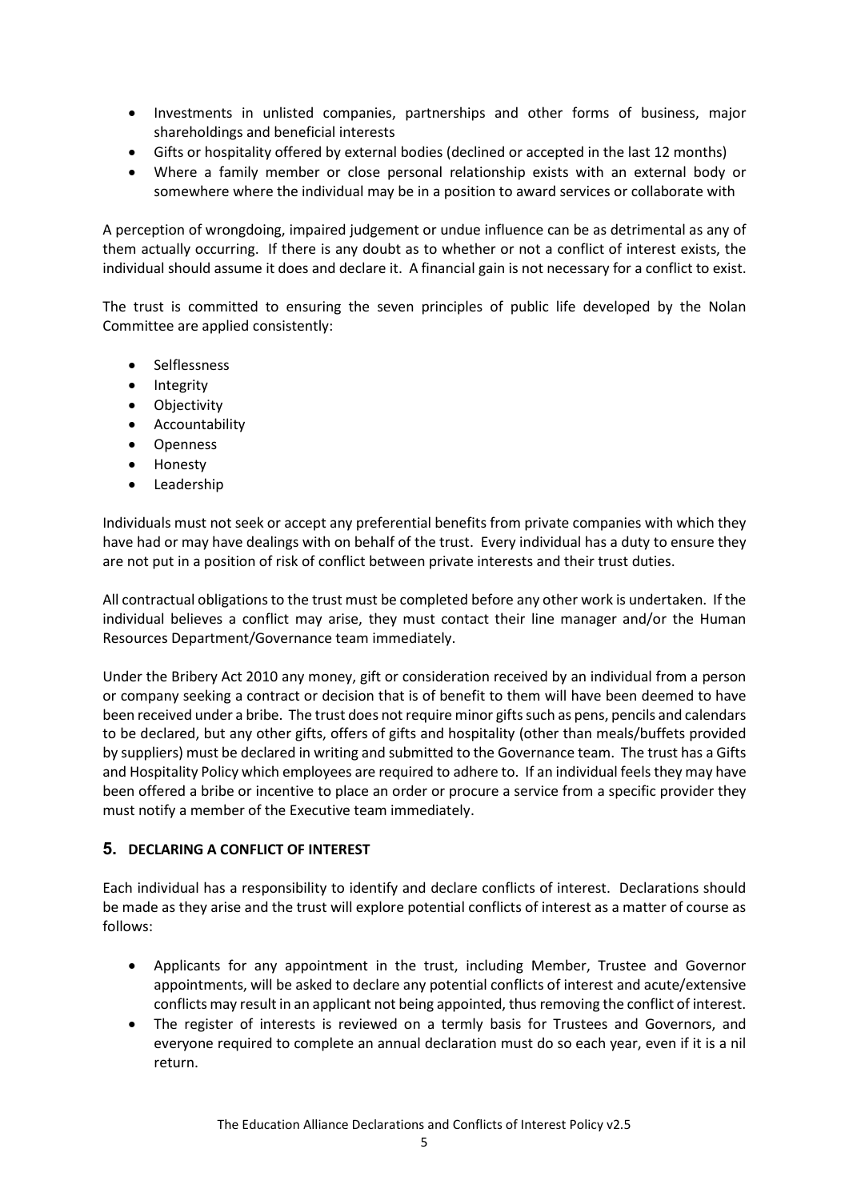- Investments in unlisted companies, partnerships and other forms of business, major shareholdings and beneficial interests
- Gifts or hospitality offered by external bodies (declined or accepted in the last 12 months)
- Where a family member or close personal relationship exists with an external body or somewhere where the individual may be in a position to award services or collaborate with

A perception of wrongdoing, impaired judgement or undue influence can be as detrimental as any of them actually occurring. If there is any doubt as to whether or not a conflict of interest exists, the individual should assume it does and declare it. A financial gain is not necessary for a conflict to exist.

The trust is committed to ensuring the seven principles of public life developed by the Nolan Committee are applied consistently:

- Selflessness
- Integrity
- Objectivity
- Accountability
- Openness
- Honesty
- Leadership

Individuals must not seek or accept any preferential benefits from private companies with which they have had or may have dealings with on behalf of the trust. Every individual has a duty to ensure they are not put in a position of risk of conflict between private interests and their trust duties.

All contractual obligations to the trust must be completed before any other work is undertaken. If the individual believes a conflict may arise, they must contact their line manager and/or the Human Resources Department/Governance team immediately.

Under the Bribery Act 2010 any money, gift or consideration received by an individual from a person or company seeking a contract or decision that is of benefit to them will have been deemed to have been received under a bribe. The trust does not require minor gifts such as pens, pencils and calendars to be declared, but any other gifts, offers of gifts and hospitality (other than meals/buffets provided by suppliers) must be declared in writing and submitted to the Governance team. The trust has a Gifts and Hospitality Policy which employees are required to adhere to. If an individual feels they may have been offered a bribe or incentive to place an order or procure a service from a specific provider they must notify a member of the Executive team immediately.

## 5. DECLARING A CONFLICT OF INTEREST

Each individual has a responsibility to identify and declare conflicts of interest. Declarations should be made as they arise and the trust will explore potential conflicts of interest as a matter of course as follows:

- Applicants for any appointment in the trust, including Member, Trustee and Governor appointments, will be asked to declare any potential conflicts of interest and acute/extensive conflicts may result in an applicant not being appointed, thus removing the conflict of interest.
- The register of interests is reviewed on a termly basis for Trustees and Governors, and everyone required to complete an annual declaration must do so each year, even if it is a nil return.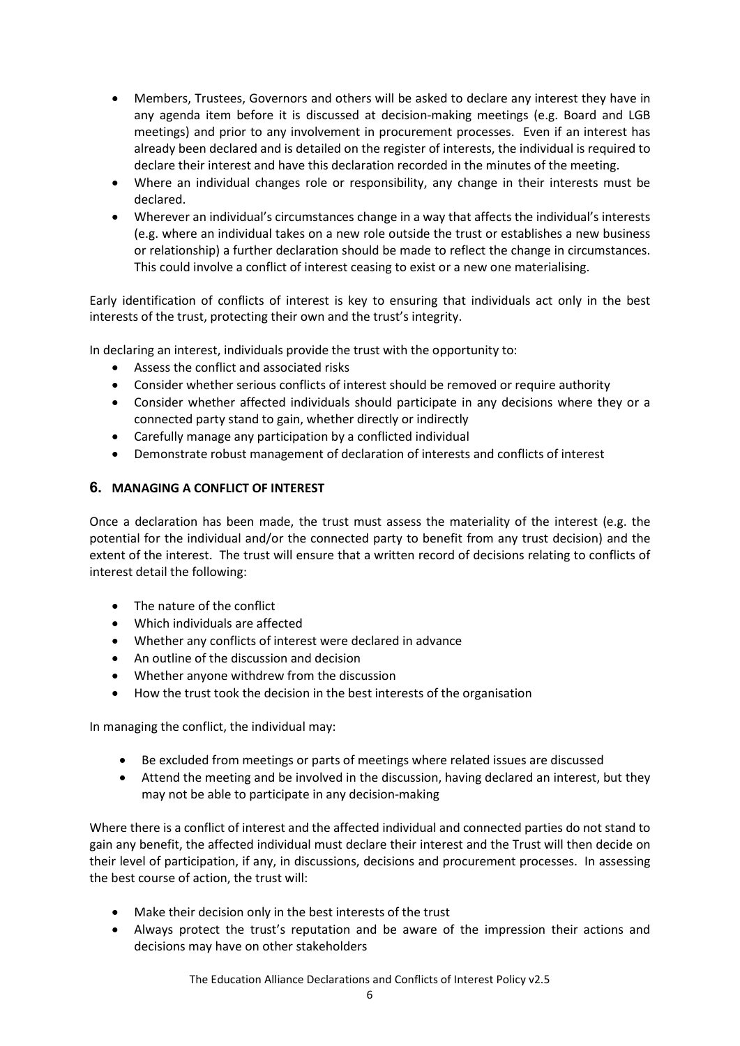- Members, Trustees, Governors and others will be asked to declare any interest they have in any agenda item before it is discussed at decision-making meetings (e.g. Board and LGB meetings) and prior to any involvement in procurement processes. Even if an interest has already been declared and is detailed on the register of interests, the individual is required to declare their interest and have this declaration recorded in the minutes of the meeting.
- Where an individual changes role or responsibility, any change in their interests must be declared.
- Wherever an individual's circumstances change in a way that affects the individual's interests (e.g. where an individual takes on a new role outside the trust or establishes a new business or relationship) a further declaration should be made to reflect the change in circumstances. This could involve a conflict of interest ceasing to exist or a new one materialising.

Early identification of conflicts of interest is key to ensuring that individuals act only in the best interests of the trust, protecting their own and the trust's integrity.

In declaring an interest, individuals provide the trust with the opportunity to:

- Assess the conflict and associated risks
- Consider whether serious conflicts of interest should be removed or require authority
- Consider whether affected individuals should participate in any decisions where they or a connected party stand to gain, whether directly or indirectly
- Carefully manage any participation by a conflicted individual
- Demonstrate robust management of declaration of interests and conflicts of interest

## 6. MANAGING A CONFLICT OF INTEREST

Once a declaration has been made, the trust must assess the materiality of the interest (e.g. the potential for the individual and/or the connected party to benefit from any trust decision) and the extent of the interest. The trust will ensure that a written record of decisions relating to conflicts of interest detail the following:

- The nature of the conflict
- Which individuals are affected
- Whether any conflicts of interest were declared in advance
- An outline of the discussion and decision
- Whether anyone withdrew from the discussion
- How the trust took the decision in the best interests of the organisation

In managing the conflict, the individual may:

- Be excluded from meetings or parts of meetings where related issues are discussed
- Attend the meeting and be involved in the discussion, having declared an interest, but they may not be able to participate in any decision-making

Where there is a conflict of interest and the affected individual and connected parties do not stand to gain any benefit, the affected individual must declare their interest and the Trust will then decide on their level of participation, if any, in discussions, decisions and procurement processes. In assessing the best course of action, the trust will:

- Make their decision only in the best interests of the trust
- Always protect the trust's reputation and be aware of the impression their actions and decisions may have on other stakeholders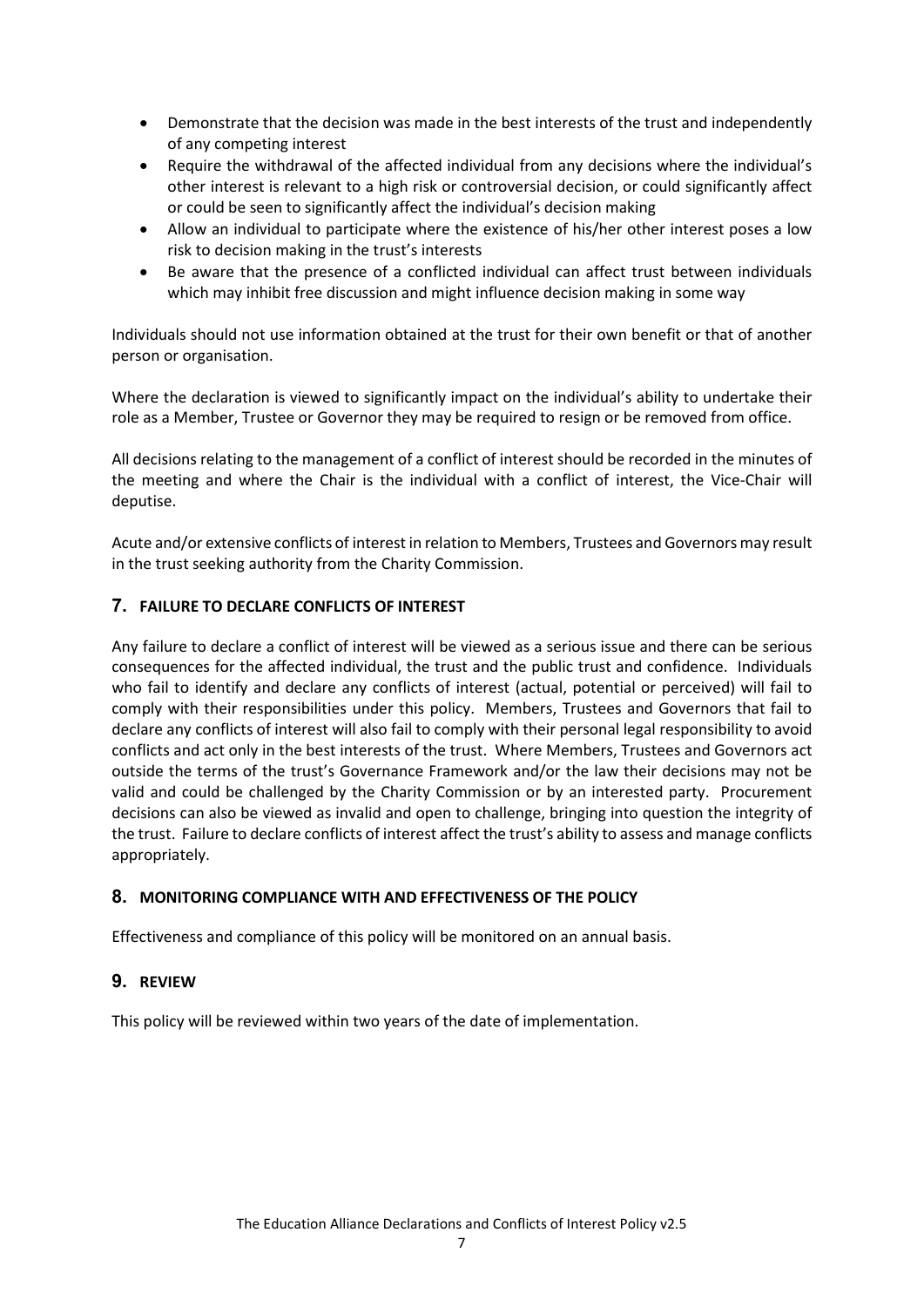- Demonstrate that the decision was made in the best interests of the trust and independently of any competing interest
- Require the withdrawal of the affected individual from any decisions where the individual's other interest is relevant to a high risk or controversial decision, or could significantly affect or could be seen to significantly affect the individual's decision making
- Allow an individual to participate where the existence of his/her other interest poses a low risk to decision making in the trust's interests
- Be aware that the presence of a conflicted individual can affect trust between individuals which may inhibit free discussion and might influence decision making in some way

Individuals should not use information obtained at the trust for their own benefit or that of another person or organisation.

Where the declaration is viewed to significantly impact on the individual's ability to undertake their role as a Member, Trustee or Governor they may be required to resign or be removed from office.

All decisions relating to the management of a conflict of interest should be recorded in the minutes of the meeting and where the Chair is the individual with a conflict of interest, the Vice-Chair will deputise.

Acute and/or extensive conflicts of interest in relation to Members, Trustees and Governors may result in the trust seeking authority from the Charity Commission.

## 7. FAILURE TO DECLARE CONFLICTS OF INTEREST

Any failure to declare a conflict of interest will be viewed as a serious issue and there can be serious consequences for the affected individual, the trust and the public trust and confidence. Individuals who fail to identify and declare any conflicts of interest (actual, potential or perceived) will fail to comply with their responsibilities under this policy. Members, Trustees and Governors that fail to declare any conflicts of interest will also fail to comply with their personal legal responsibility to avoid conflicts and act only in the best interests of the trust. Where Members, Trustees and Governors act outside the terms of the trust's Governance Framework and/or the law their decisions may not be valid and could be challenged by the Charity Commission or by an interested party. Procurement decisions can also be viewed as invalid and open to challenge, bringing into question the integrity of the trust. Failure to declare conflicts of interest affect the trust's ability to assess and manage conflicts appropriately.

## 8. MONITORING COMPLIANCE WITH AND EFFECTIVENESS OF THE POLICY

Effectiveness and compliance of this policy will be monitored on an annual basis.

## 9. REVIEW

This policy will be reviewed within two years of the date of implementation.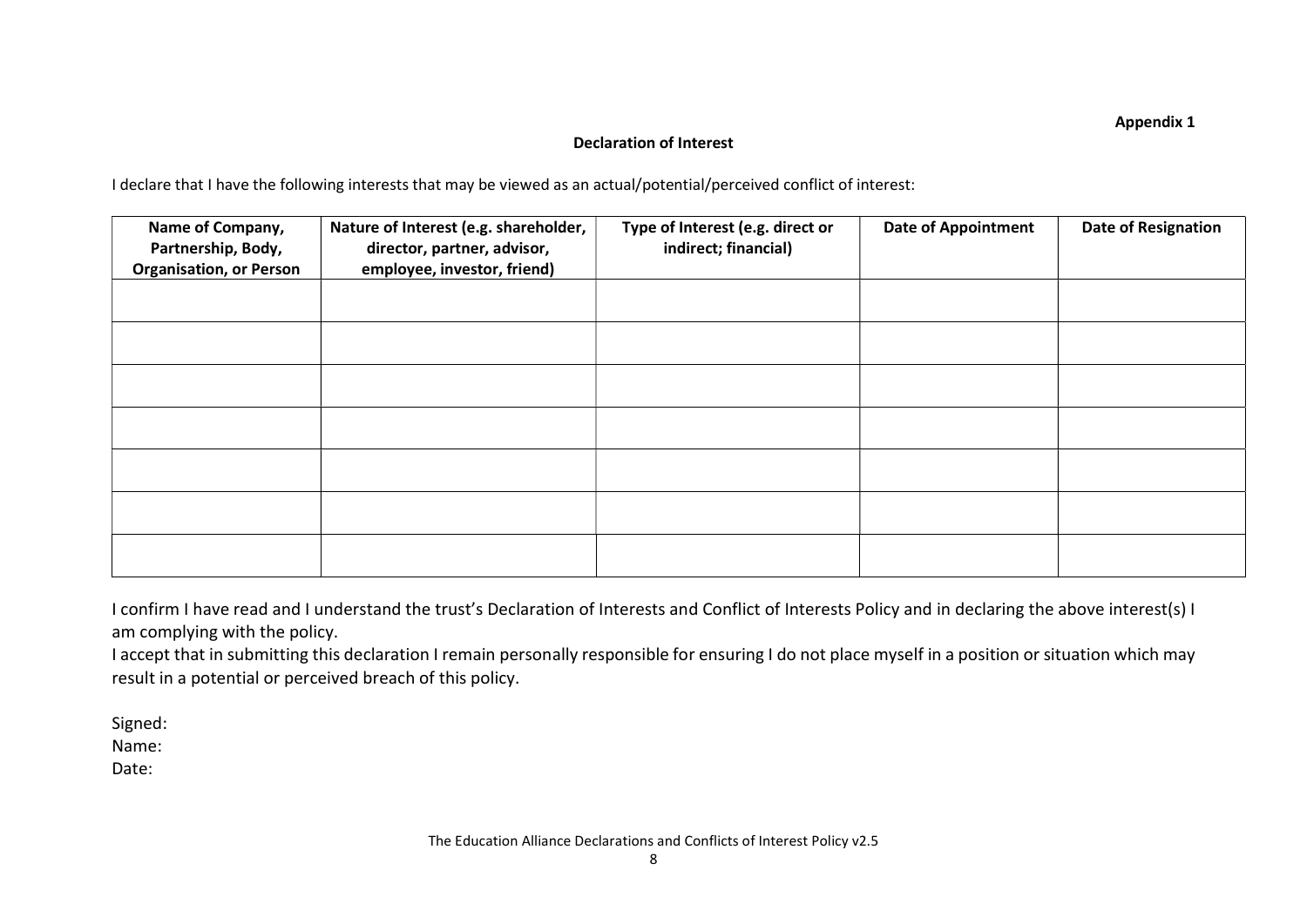**Appendix 1**

**Declaration of Interest**

I declare that I have the following interests that may be viewed as an actual/potential/perceived conflict of interest:

| Name of Company, Partnership, Body, Organisation, or Person | Nature of Interest (e.g. shareholder, director, partner, advisor, employee, investor, friend) | Type of Interest (e.g. direct or indirect; financial) | Date of Appointment | Date of Resignation |
|---|---|---|---|---|
| | | | | |
| | | | | |
| | | | | |
| | | | | |
| | | | | |
| | | | | |
| | | | | |

I confirm I have read and I understand the trust's Declaration of Interests and Conflict of Interests Policy and in declaring the above interest(s) I am complying with the policy.
I accept that in submitting this declaration I remain personally responsible for ensuring I do not place myself in a position or situation which may result in a potential or perceived breach of this policy.

Signed:
Name:
Date: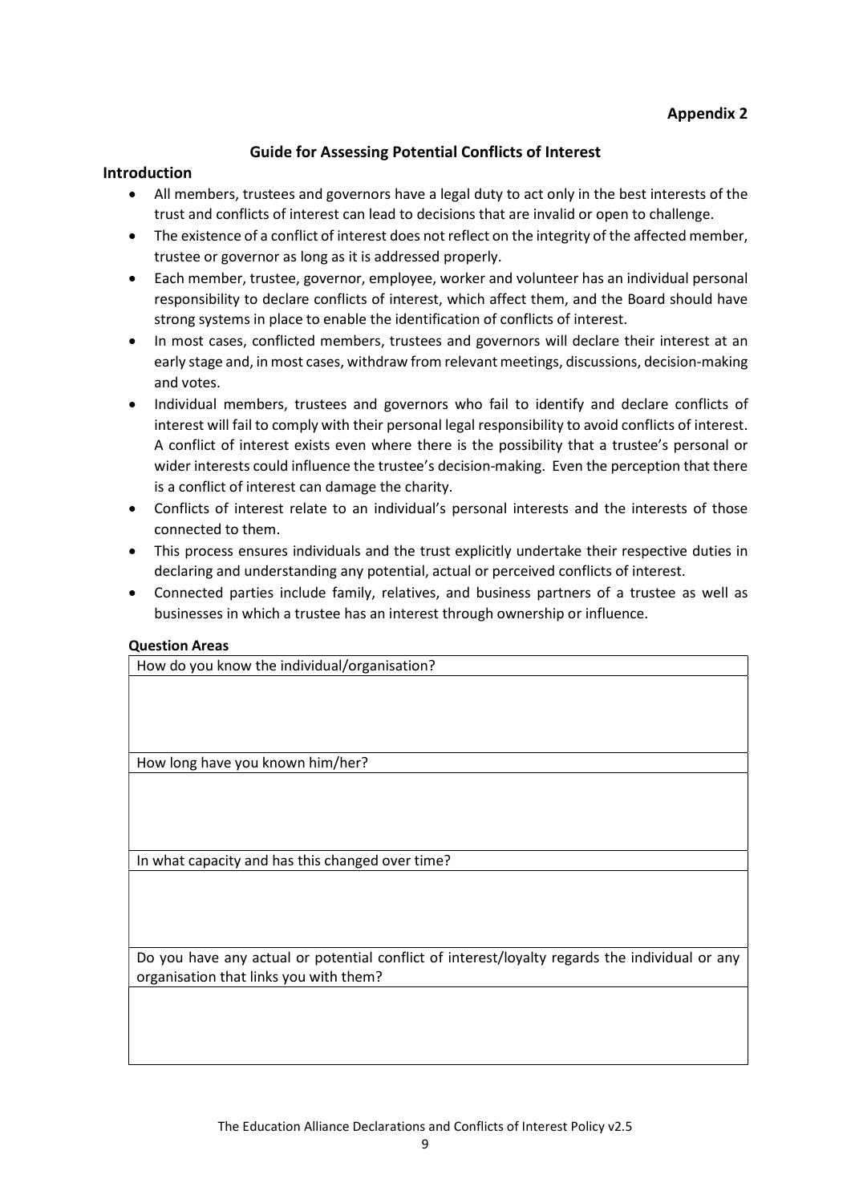**Appendix 2**

## Guide for Assessing Potential Conflicts of Interest

### Introduction

- All members, trustees and governors have a legal duty to act only in the best interests of the trust and conflicts of interest can lead to decisions that are invalid or open to challenge.
- The existence of a conflict of interest does not reflect on the integrity of the affected member, trustee or governor as long as it is addressed properly.
- Each member, trustee, governor, employee, worker and volunteer has an individual personal responsibility to declare conflicts of interest, which affect them, and the Board should have strong systems in place to enable the identification of conflicts of interest.
- In most cases, conflicted members, trustees and governors will declare their interest at an early stage and, in most cases, withdraw from relevant meetings, discussions, decision-making and votes.
- Individual members, trustees and governors who fail to identify and declare conflicts of interest will fail to comply with their personal legal responsibility to avoid conflicts of interest. A conflict of interest exists even where there is the possibility that a trustee's personal or wider interests could influence the trustee's decision-making. Even the perception that there is a conflict of interest can damage the charity.
- Conflicts of interest relate to an individual's personal interests and the interests of those connected to them.
- This process ensures individuals and the trust explicitly undertake their respective duties in declaring and understanding any potential, actual or perceived conflicts of interest.
- Connected parties include family, relatives, and business partners of a trustee as well as businesses in which a trustee has an interest through ownership or influence.

**Question Areas**

| How do you know the individual/organisation? |
|---|
| |
| How long have you known him/her? |
| |
| In what capacity and has this changed over time? |
| |
| Do you have any actual or potential conflict of interest/loyalty regards the individual or any organisation that links you with them? |
| |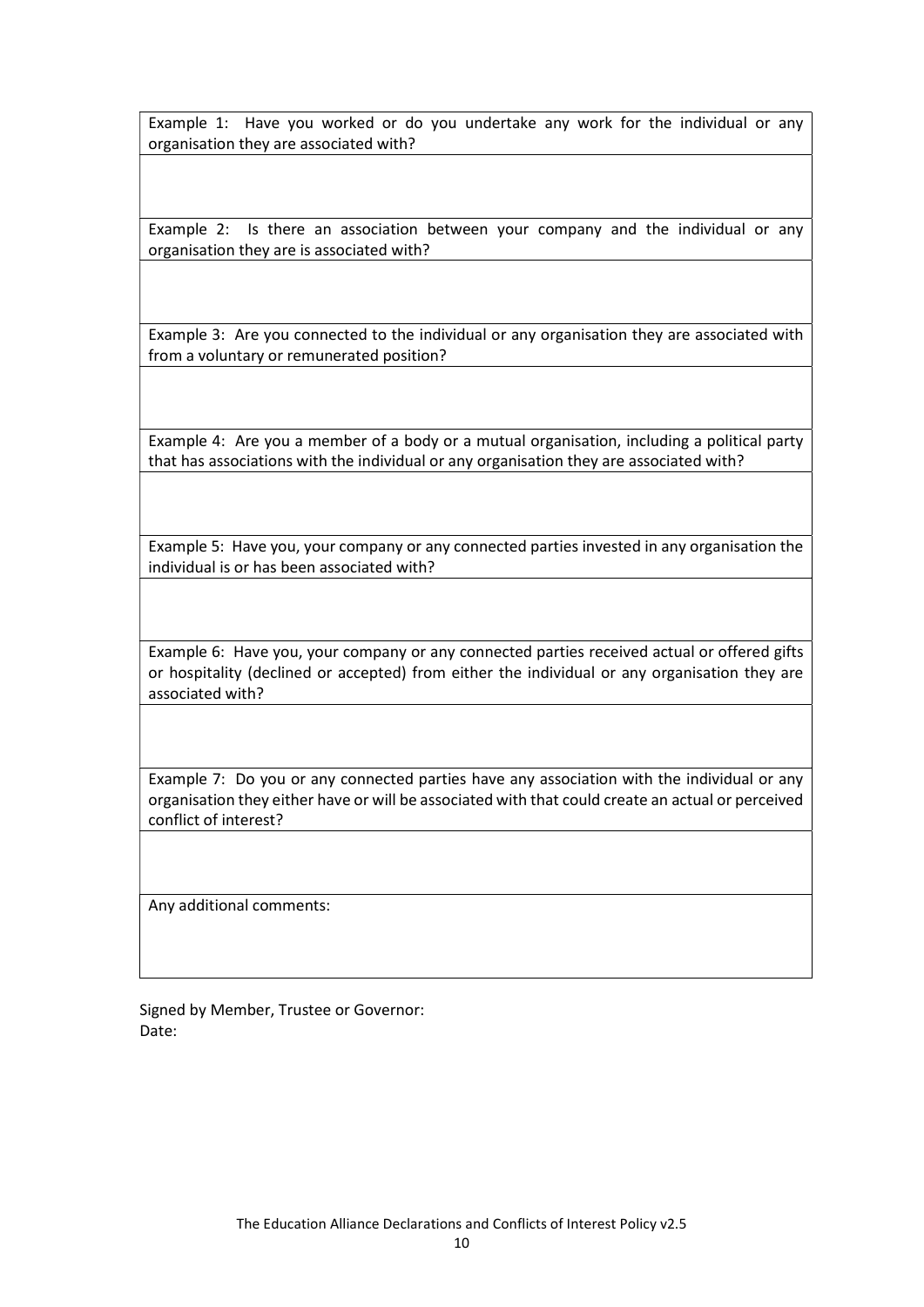| Example 1: Have you worked or do you undertake any work for the individual or any organisation they are associated with? |
|---|
| |
| Example 2: Is there an association between your company and the individual or any organisation they are is associated with? |
| |
| Example 3: Are you connected to the individual or any organisation they are associated with from a voluntary or remunerated position? |
| |
| Example 4: Are you a member of a body or a mutual organisation, including a political party that has associations with the individual or any organisation they are associated with? |
| |
| Example 5: Have you, your company or any connected parties invested in any organisation the individual is or has been associated with? |
| |
| Example 6: Have you, your company or any connected parties received actual or offered gifts or hospitality (declined or accepted) from either the individual or any organisation they are associated with? |
| |
| Example 7: Do you or any connected parties have any association with the individual or any organisation they either have or will be associated with that could create an actual or perceived conflict of interest? |
| |
| Any additional comments: |

Signed by Member, Trustee or Governor:
Date:

The Education Alliance Declarations and Conflicts of Interest Policy v2.5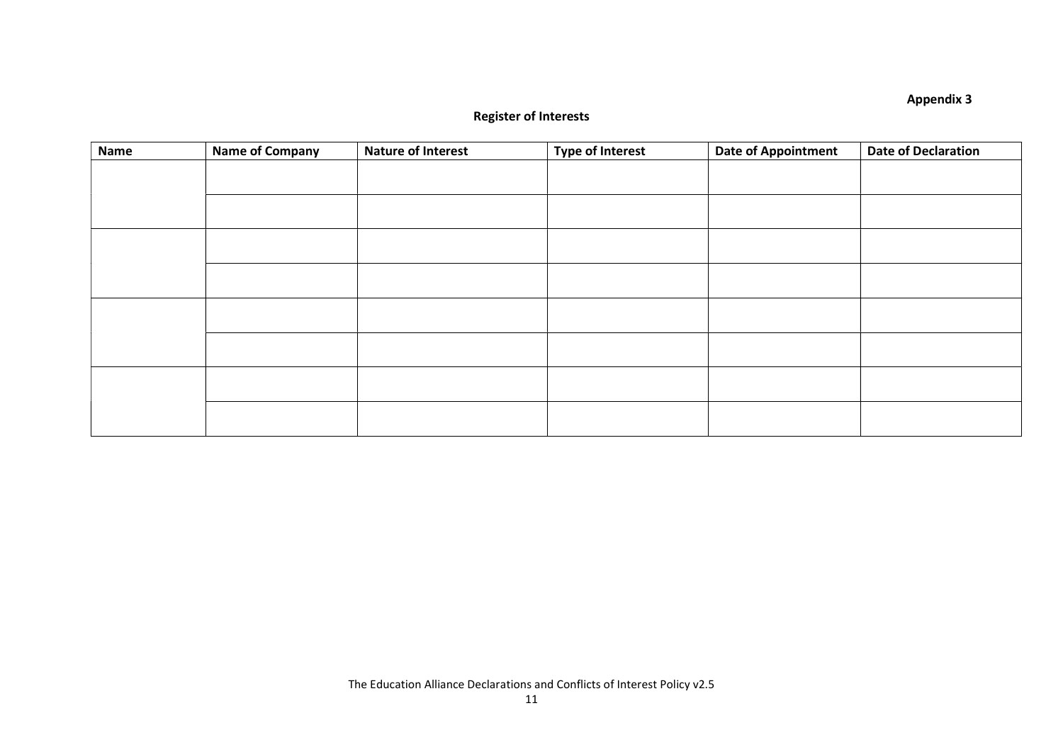**Appendix 3**

**Register of Interests**

| Name | Name of Company | Nature of Interest | Type of Interest | Date of Appointment | Date of Declaration |
|---|---|---|---|---|---|
| | | | | | |
| | | | | | |
| | | | | | |
| | | | | | |
| | | | | | |
| | | | | | |
| | | | | | |
| | | | | | |

The Education Alliance Declarations and Conflicts of Interest Policy v2.5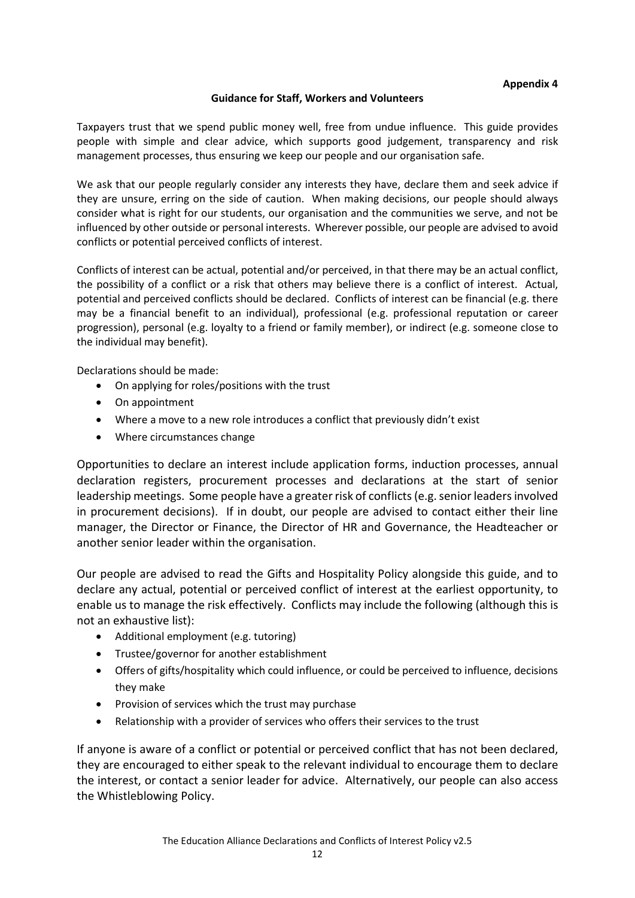**Appendix 4**

**Guidance for Staff, Workers and Volunteers**

Taxpayers trust that we spend public money well, free from undue influence. This guide provides people with simple and clear advice, which supports good judgement, transparency and risk management processes, thus ensuring we keep our people and our organisation safe.

We ask that our people regularly consider any interests they have, declare them and seek advice if they are unsure, erring on the side of caution. When making decisions, our people should always consider what is right for our students, our organisation and the communities we serve, and not be influenced by other outside or personal interests. Wherever possible, our people are advised to avoid conflicts or potential perceived conflicts of interest.

Conflicts of interest can be actual, potential and/or perceived, in that there may be an actual conflict, the possibility of a conflict or a risk that others may believe there is a conflict of interest. Actual, potential and perceived conflicts should be declared. Conflicts of interest can be financial (e.g. there may be a financial benefit to an individual), professional (e.g. professional reputation or career progression), personal (e.g. loyalty to a friend or family member), or indirect (e.g. someone close to the individual may benefit).

Declarations should be made:

- On applying for roles/positions with the trust
- On appointment
- Where a move to a new role introduces a conflict that previously didn't exist
- Where circumstances change

Opportunities to declare an interest include application forms, induction processes, annual declaration registers, procurement processes and declarations at the start of senior leadership meetings. Some people have a greater risk of conflicts (e.g. senior leaders involved in procurement decisions). If in doubt, our people are advised to contact either their line manager, the Director or Finance, the Director of HR and Governance, the Headteacher or another senior leader within the organisation.

Our people are advised to read the Gifts and Hospitality Policy alongside this guide, and to declare any actual, potential or perceived conflict of interest at the earliest opportunity, to enable us to manage the risk effectively. Conflicts may include the following (although this is not an exhaustive list):

- Additional employment (e.g. tutoring)
- Trustee/governor for another establishment
- Offers of gifts/hospitality which could influence, or could be perceived to influence, decisions they make
- Provision of services which the trust may purchase
- Relationship with a provider of services who offers their services to the trust

If anyone is aware of a conflict or potential or perceived conflict that has not been declared, they are encouraged to either speak to the relevant individual to encourage them to declare the interest, or contact a senior leader for advice. Alternatively, our people can also access the Whistleblowing Policy.